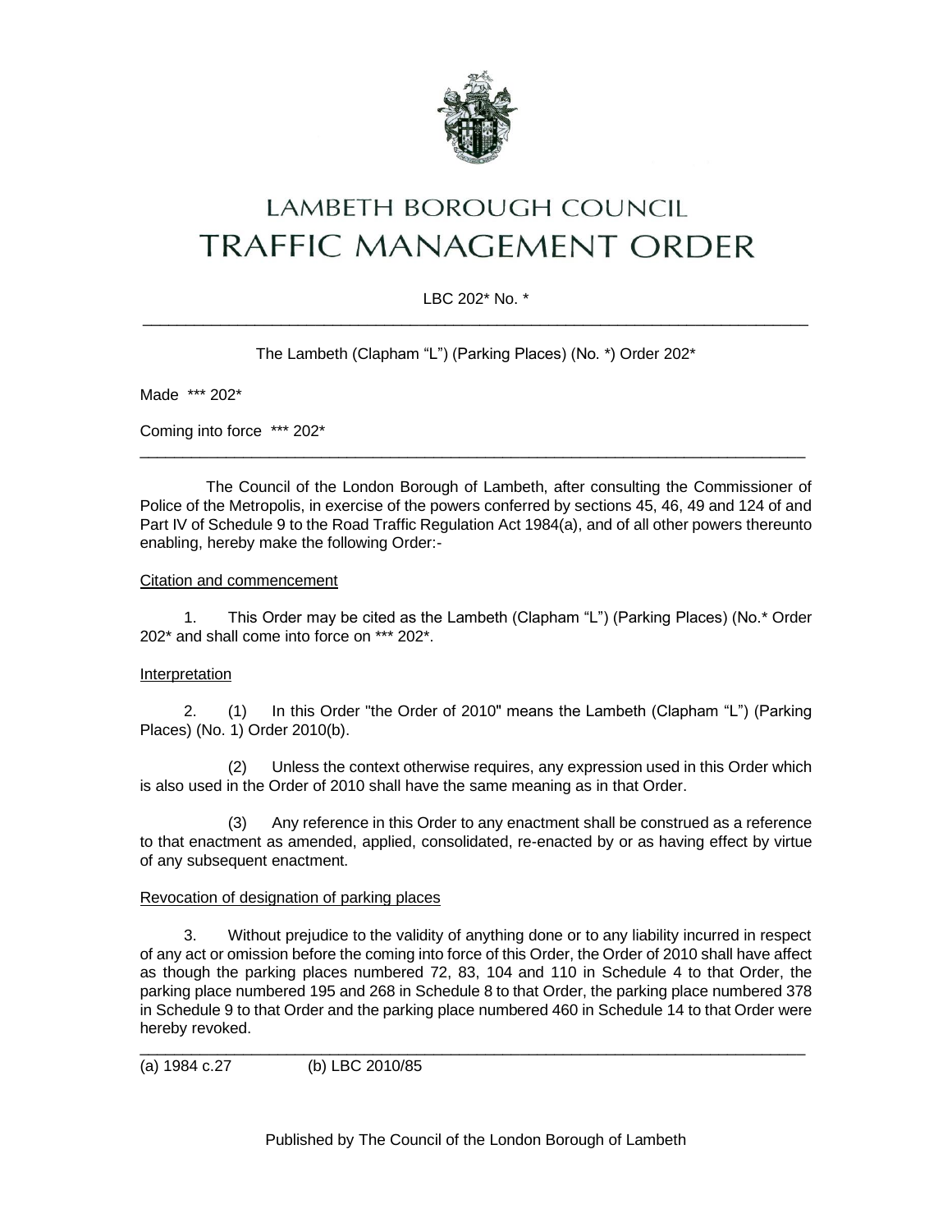# LAMBETH BOROUGH COUNCIL
# TRAFFIC MANAGEMENT ORDER

LBC 202* No. *

---

The Lambeth (Clapham "L") (Parking Places) (No. *) Order 202*

Made *** 202*

Coming into force *** 202*

---

The Council of the London Borough of Lambeth, after consulting the Commissioner of Police of the Metropolis, in exercise of the powers conferred by sections 45, 46, 49 and 124 of and Part IV of Schedule 9 to the Road Traffic Regulation Act 1984(a), and of all other powers thereunto enabling, hereby make the following Order:-

Citation and commencement

1. This Order may be cited as the Lambeth (Clapham "L") (Parking Places) (No.* Order 202* and shall come into force on *** 202*.

Interpretation

2. (1) In this Order "the Order of 2010" means the Lambeth (Clapham "L") (Parking Places) (No. 1) Order 2010(b).

(2) Unless the context otherwise requires, any expression used in this Order which is also used in the Order of 2010 shall have the same meaning as in that Order.

(3) Any reference in this Order to any enactment shall be construed as a reference to that enactment as amended, applied, consolidated, re-enacted by or as having effect by virtue of any subsequent enactment.

Revocation of designation of parking places

3. Without prejudice to the validity of anything done or to any liability incurred in respect of any act or omission before the coming into force of this Order, the Order of 2010 shall have affect as though the parking places numbered 72, 83, 104 and 110 in Schedule 4 to that Order, the parking place numbered 195 and 268 in Schedule 8 to that Order, the parking place numbered 378 in Schedule 9 to that Order and the parking place numbered 460 in Schedule 14 to that Order were hereby revoked.

---

(a) 1984 c.27 (b) LBC 2010/85

Published by The Council of the London Borough of Lambeth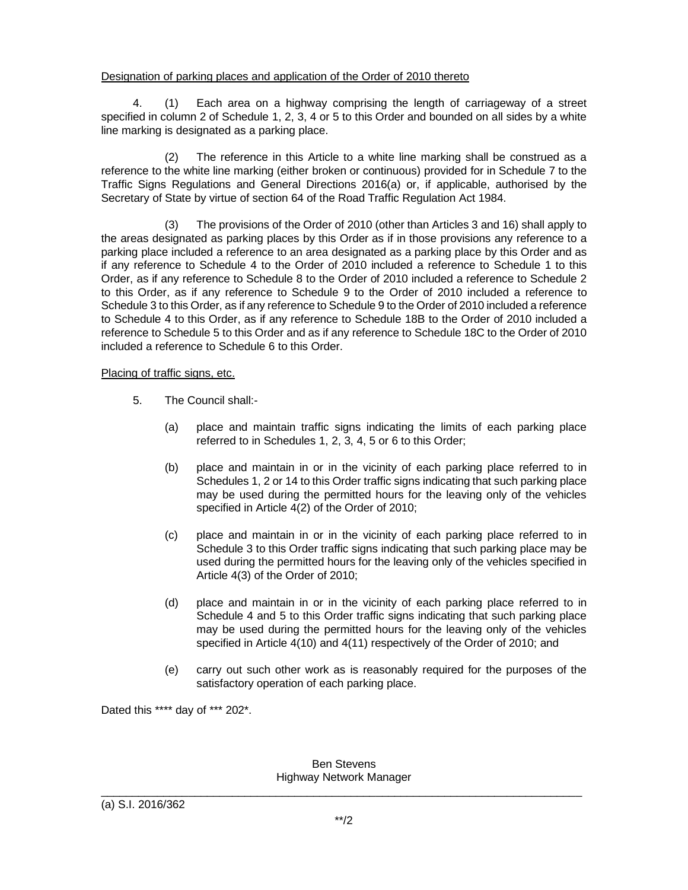Designation of parking places and application of the Order of 2010 thereto

4. (1) Each area on a highway comprising the length of carriageway of a street specified in column 2 of Schedule 1, 2, 3, 4 or 5 to this Order and bounded on all sides by a white line marking is designated as a parking place.

(2) The reference in this Article to a white line marking shall be construed as a reference to the white line marking (either broken or continuous) provided for in Schedule 7 to the Traffic Signs Regulations and General Directions 2016(a) or, if applicable, authorised by the Secretary of State by virtue of section 64 of the Road Traffic Regulation Act 1984.

(3) The provisions of the Order of 2010 (other than Articles 3 and 16) shall apply to the areas designated as parking places by this Order as if in those provisions any reference to a parking place included a reference to an area designated as a parking place by this Order and as if any reference to Schedule 4 to the Order of 2010 included a reference to Schedule 1 to this Order, as if any reference to Schedule 8 to the Order of 2010 included a reference to Schedule 2 to this Order, as if any reference to Schedule 9 to the Order of 2010 included a reference to Schedule 3 to this Order, as if any reference to Schedule 9 to the Order of 2010 included a reference to Schedule 4 to this Order, as if any reference to Schedule 18B to the Order of 2010 included a reference to Schedule 5 to this Order and as if any reference to Schedule 18C to the Order of 2010 included a reference to Schedule 6 to this Order.

Placing of traffic signs, etc.

5. The Council shall:-

(a) place and maintain traffic signs indicating the limits of each parking place referred to in Schedules 1, 2, 3, 4, 5 or 6 to this Order;

(b) place and maintain in or in the vicinity of each parking place referred to in Schedules 1, 2 or 14 to this Order traffic signs indicating that such parking place may be used during the permitted hours for the leaving only of the vehicles specified in Article 4(2) of the Order of 2010;

(c) place and maintain in or in the vicinity of each parking place referred to in Schedule 3 to this Order traffic signs indicating that such parking place may be used during the permitted hours for the leaving only of the vehicles specified in Article 4(3) of the Order of 2010;

(d) place and maintain in or in the vicinity of each parking place referred to in Schedule 4 and 5 to this Order traffic signs indicating that such parking place may be used during the permitted hours for the leaving only of the vehicles specified in Article 4(10) and 4(11) respectively of the Order of 2010; and

(e) carry out such other work as is reasonably required for the purposes of the satisfactory operation of each parking place.

Dated this **** day of *** 202*.

Ben Stevens
Highway Network Manager

---

(a) S.I. 2016/362

**/2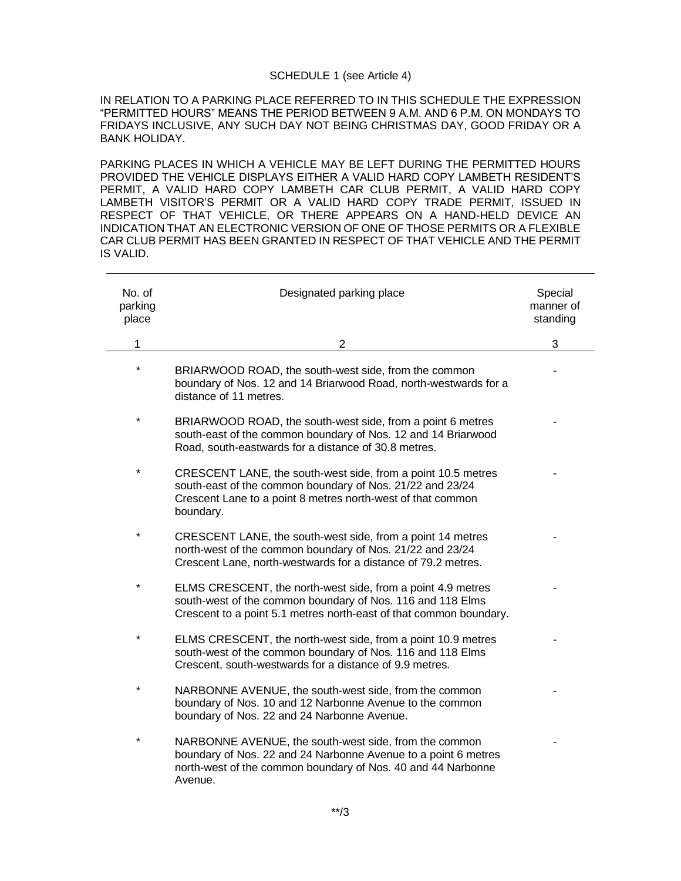SCHEDULE 1 (see Article 4)

IN RELATION TO A PARKING PLACE REFERRED TO IN THIS SCHEDULE THE EXPRESSION "PERMITTED HOURS" MEANS THE PERIOD BETWEEN 9 A.M. AND 6 P.M. ON MONDAYS TO FRIDAYS INCLUSIVE, ANY SUCH DAY NOT BEING CHRISTMAS DAY, GOOD FRIDAY OR A BANK HOLIDAY.

PARKING PLACES IN WHICH A VEHICLE MAY BE LEFT DURING THE PERMITTED HOURS PROVIDED THE VEHICLE DISPLAYS EITHER A VALID HARD COPY LAMBETH RESIDENT'S PERMIT, A VALID HARD COPY LAMBETH CAR CLUB PERMIT, A VALID HARD COPY LAMBETH VISITOR'S PERMIT OR A VALID HARD COPY TRADE PERMIT, ISSUED IN RESPECT OF THAT VEHICLE, OR THERE APPEARS ON A HAND-HELD DEVICE AN INDICATION THAT AN ELECTRONIC VERSION OF ONE OF THOSE PERMITS OR A FLEXIBLE CAR CLUB PERMIT HAS BEEN GRANTED IN RESPECT OF THAT VEHICLE AND THE PERMIT IS VALID.

| No. of parking place | Designated parking place | Special manner of standing |
|---|---|---|
| 1 | 2 | 3 |
| * | BRIARWOOD ROAD, the south-west side, from the common boundary of Nos. 12 and 14 Briarwood Road, north-westwards for a distance of 11 metres. | - |
| * | BRIARWOOD ROAD, the south-west side, from a point 6 metres south-east of the common boundary of Nos. 12 and 14 Briarwood Road, south-eastwards for a distance of 30.8 metres. | - |
| * | CRESCENT LANE, the south-west side, from a point 10.5 metres south-east of the common boundary of Nos. 21/22 and 23/24 Crescent Lane to a point 8 metres north-west of that common boundary. | - |
| * | CRESCENT LANE, the south-west side, from a point 14 metres north-west of the common boundary of Nos. 21/22 and 23/24 Crescent Lane, north-westwards for a distance of 79.2 metres. | - |
| * | ELMS CRESCENT, the north-west side, from a point 4.9 metres south-west of the common boundary of Nos. 116 and 118 Elms Crescent to a point 5.1 metres north-east of that common boundary. | - |
| * | ELMS CRESCENT, the north-west side, from a point 10.9 metres south-west of the common boundary of Nos. 116 and 118 Elms Crescent, south-westwards for a distance of 9.9 metres. | - |
| * | NARBONNE AVENUE, the south-west side, from the common boundary of Nos. 10 and 12 Narbonne Avenue to the common boundary of Nos. 22 and 24 Narbonne Avenue. | - |
| * | NARBONNE AVENUE, the south-west side, from the common boundary of Nos. 22 and 24 Narbonne Avenue to a point 6 metres north-west of the common boundary of Nos. 40 and 44 Narbonne Avenue. | - |

**/3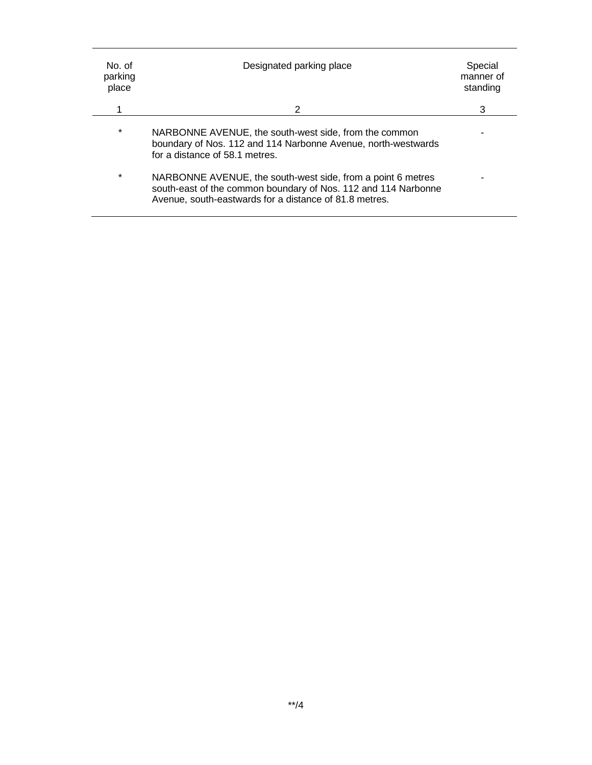| No. of parking place | Designated parking place | Special manner of standing |
|---|---|---|
| 1 | 2 | 3 |
| * | NARBONNE AVENUE, the south-west side, from the common boundary of Nos. 112 and 114 Narbonne Avenue, north-westwards for a distance of 58.1 metres. | - |
| * | NARBONNE AVENUE, the south-west side, from a point 6 metres south-east of the common boundary of Nos. 112 and 114 Narbonne Avenue, south-eastwards for a distance of 81.8 metres. | - |

**/4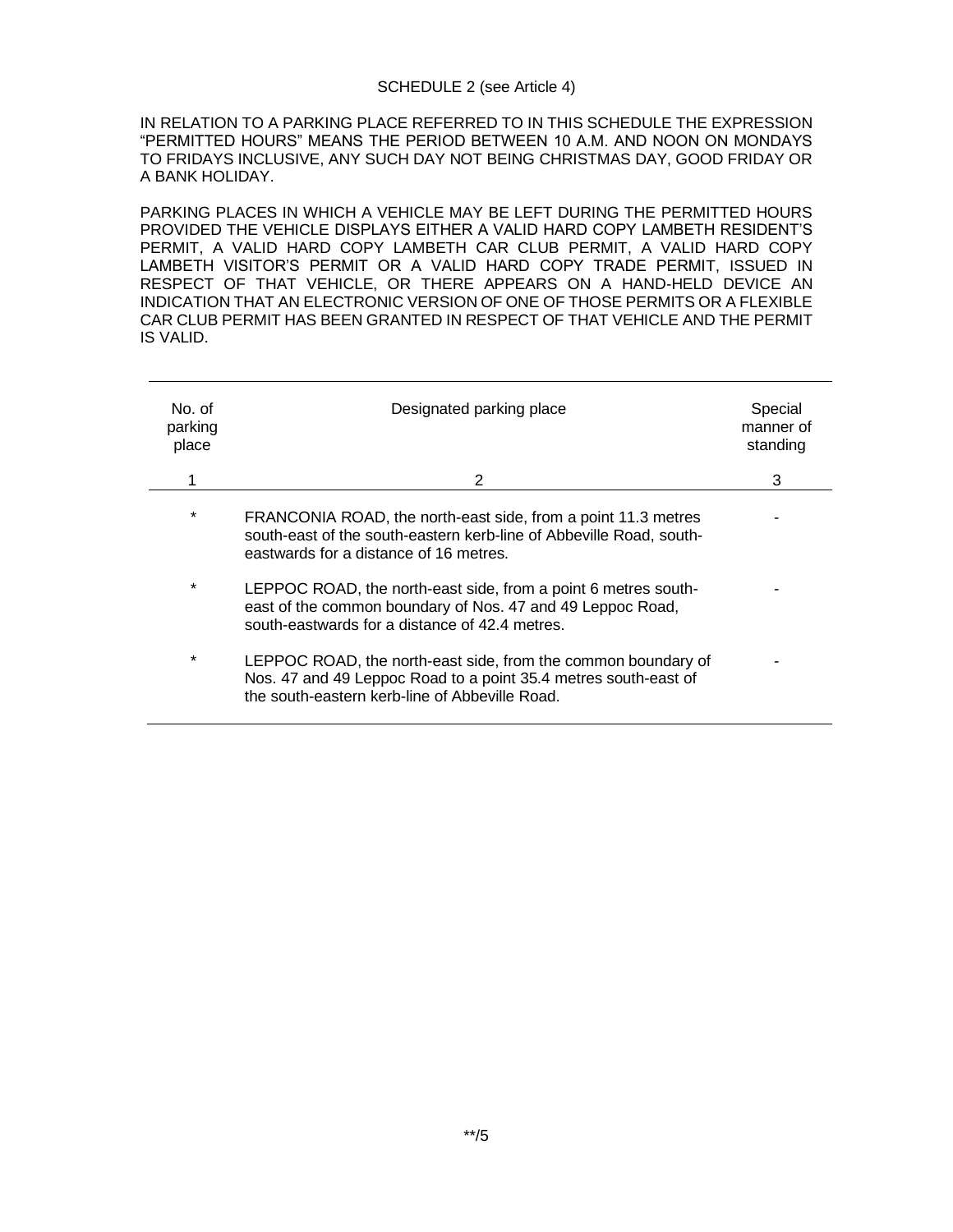SCHEDULE 2 (see Article 4)

IN RELATION TO A PARKING PLACE REFERRED TO IN THIS SCHEDULE THE EXPRESSION "PERMITTED HOURS" MEANS THE PERIOD BETWEEN 10 A.M. AND NOON ON MONDAYS TO FRIDAYS INCLUSIVE, ANY SUCH DAY NOT BEING CHRISTMAS DAY, GOOD FRIDAY OR A BANK HOLIDAY.

PARKING PLACES IN WHICH A VEHICLE MAY BE LEFT DURING THE PERMITTED HOURS PROVIDED THE VEHICLE DISPLAYS EITHER A VALID HARD COPY LAMBETH RESIDENT'S PERMIT, A VALID HARD COPY LAMBETH CAR CLUB PERMIT, A VALID HARD COPY LAMBETH VISITOR'S PERMIT OR A VALID HARD COPY TRADE PERMIT, ISSUED IN RESPECT OF THAT VEHICLE, OR THERE APPEARS ON A HAND-HELD DEVICE AN INDICATION THAT AN ELECTRONIC VERSION OF ONE OF THOSE PERMITS OR A FLEXIBLE CAR CLUB PERMIT HAS BEEN GRANTED IN RESPECT OF THAT VEHICLE AND THE PERMIT IS VALID.

| No. of parking place | Designated parking place | Special manner of standing |
|---|---|---|
| 1 | 2 | 3 |
| * | FRANCONIA ROAD, the north-east side, from a point 11.3 metres south-east of the south-eastern kerb-line of Abbeville Road, south-eastwards for a distance of 16 metres. | - |
| * | LEPPOC ROAD, the north-east side, from a point 6 metres south-east of the common boundary of Nos. 47 and 49 Leppoc Road, south-eastwards for a distance of 42.4 metres. | - |
| * | LEPPOC ROAD, the north-east side, from the common boundary of Nos. 47 and 49 Leppoc Road to a point 35.4 metres south-east of the south-eastern kerb-line of Abbeville Road. | - |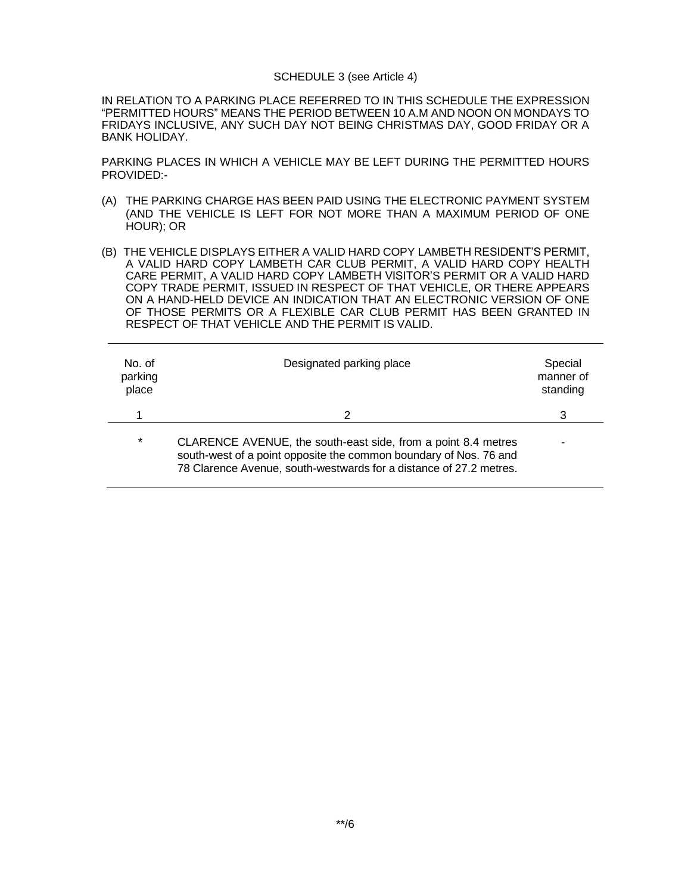SCHEDULE 3 (see Article 4)

IN RELATION TO A PARKING PLACE REFERRED TO IN THIS SCHEDULE THE EXPRESSION "PERMITTED HOURS" MEANS THE PERIOD BETWEEN 10 A.M AND NOON ON MONDAYS TO FRIDAYS INCLUSIVE, ANY SUCH DAY NOT BEING CHRISTMAS DAY, GOOD FRIDAY OR A BANK HOLIDAY.

PARKING PLACES IN WHICH A VEHICLE MAY BE LEFT DURING THE PERMITTED HOURS PROVIDED:-

(A) THE PARKING CHARGE HAS BEEN PAID USING THE ELECTRONIC PAYMENT SYSTEM (AND THE VEHICLE IS LEFT FOR NOT MORE THAN A MAXIMUM PERIOD OF ONE HOUR); OR

(B) THE VEHICLE DISPLAYS EITHER A VALID HARD COPY LAMBETH RESIDENT'S PERMIT, A VALID HARD COPY LAMBETH CAR CLUB PERMIT, A VALID HARD COPY HEALTH CARE PERMIT, A VALID HARD COPY LAMBETH VISITOR'S PERMIT OR A VALID HARD COPY TRADE PERMIT, ISSUED IN RESPECT OF THAT VEHICLE, OR THERE APPEARS ON A HAND-HELD DEVICE AN INDICATION THAT AN ELECTRONIC VERSION OF ONE OF THOSE PERMITS OR A FLEXIBLE CAR CLUB PERMIT HAS BEEN GRANTED IN RESPECT OF THAT VEHICLE AND THE PERMIT IS VALID.

| No. of parking place | Designated parking place | Special manner of standing |
|---|---|---|
| 1 | 2 | 3 |
| * | CLARENCE AVENUE, the south-east side, from a point 8.4 metres south-west of a point opposite the common boundary of Nos. 76 and 78 Clarence Avenue, south-westwards for a distance of 27.2 metres. | - |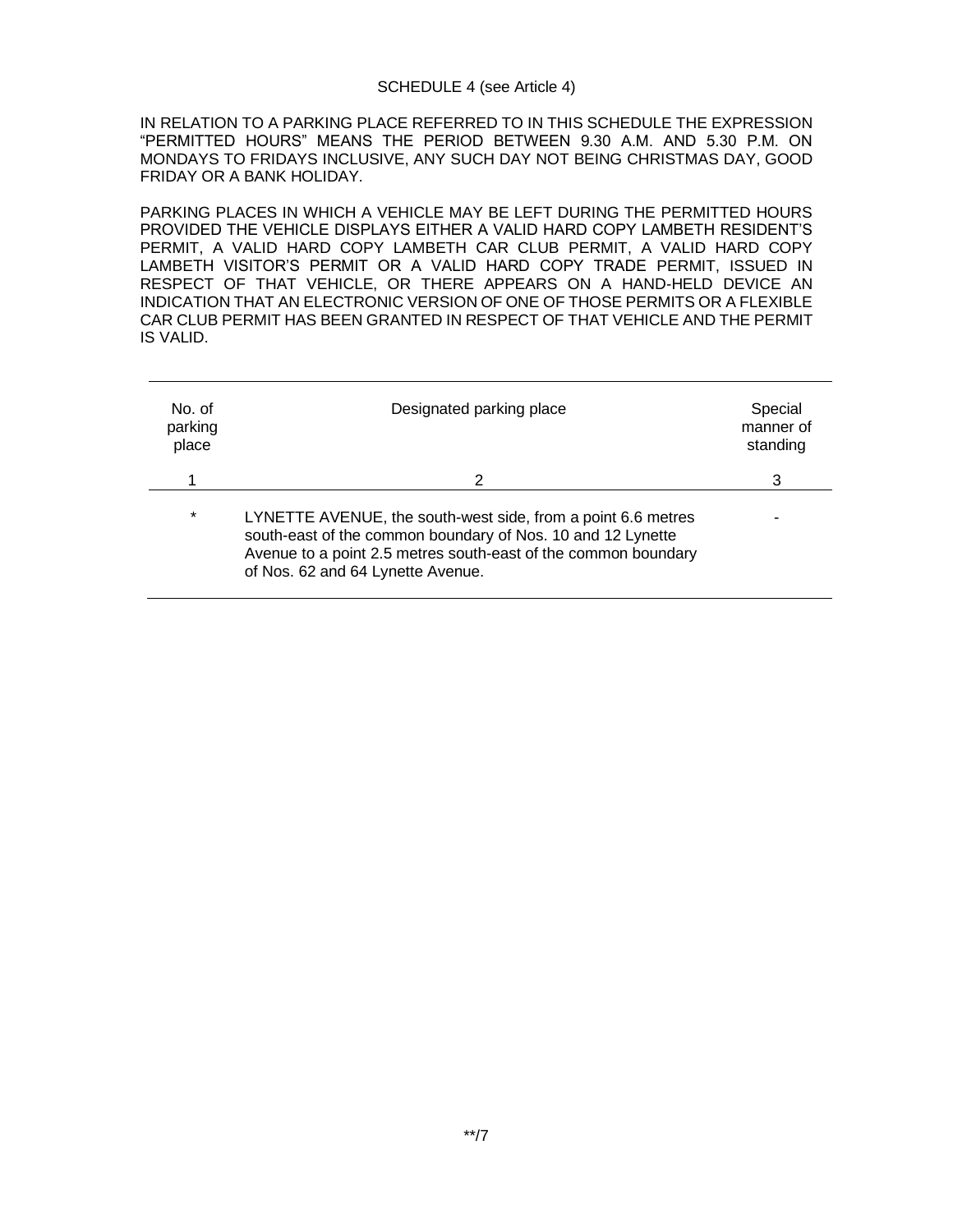SCHEDULE 4 (see Article 4)

IN RELATION TO A PARKING PLACE REFERRED TO IN THIS SCHEDULE THE EXPRESSION "PERMITTED HOURS" MEANS THE PERIOD BETWEEN 9.30 A.M. AND 5.30 P.M. ON MONDAYS TO FRIDAYS INCLUSIVE, ANY SUCH DAY NOT BEING CHRISTMAS DAY, GOOD FRIDAY OR A BANK HOLIDAY.

PARKING PLACES IN WHICH A VEHICLE MAY BE LEFT DURING THE PERMITTED HOURS PROVIDED THE VEHICLE DISPLAYS EITHER A VALID HARD COPY LAMBETH RESIDENT'S PERMIT, A VALID HARD COPY LAMBETH CAR CLUB PERMIT, A VALID HARD COPY LAMBETH VISITOR'S PERMIT OR A VALID HARD COPY TRADE PERMIT, ISSUED IN RESPECT OF THAT VEHICLE, OR THERE APPEARS ON A HAND-HELD DEVICE AN INDICATION THAT AN ELECTRONIC VERSION OF ONE OF THOSE PERMITS OR A FLEXIBLE CAR CLUB PERMIT HAS BEEN GRANTED IN RESPECT OF THAT VEHICLE AND THE PERMIT IS VALID.

| No. of parking place | Designated parking place | Special manner of standing |
|---|---|---|
| 1 | 2 | 3 |
| * | LYNETTE AVENUE, the south-west side, from a point 6.6 metres south-east of the common boundary of Nos. 10 and 12 Lynette Avenue to a point 2.5 metres south-east of the common boundary of Nos. 62 and 64 Lynette Avenue. | - |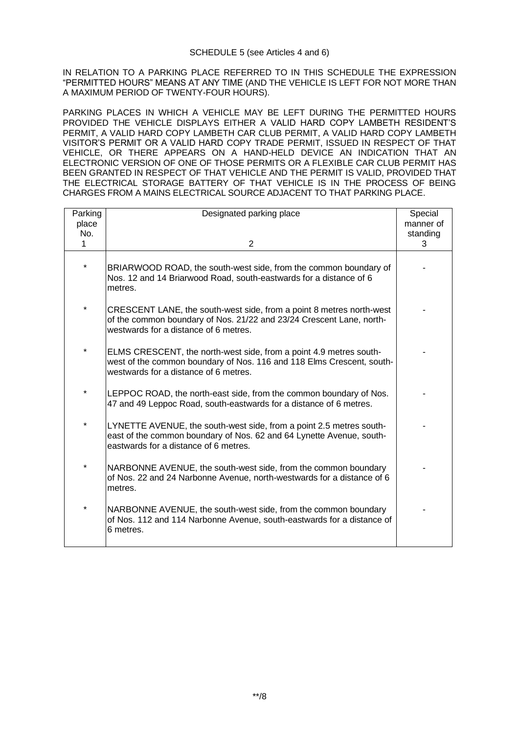SCHEDULE 5 (see Articles 4 and 6)

IN RELATION TO A PARKING PLACE REFERRED TO IN THIS SCHEDULE THE EXPRESSION "PERMITTED HOURS" MEANS AT ANY TIME (AND THE VEHICLE IS LEFT FOR NOT MORE THAN A MAXIMUM PERIOD OF TWENTY-FOUR HOURS).

PARKING PLACES IN WHICH A VEHICLE MAY BE LEFT DURING THE PERMITTED HOURS PROVIDED THE VEHICLE DISPLAYS EITHER A VALID HARD COPY LAMBETH RESIDENT'S PERMIT, A VALID HARD COPY LAMBETH CAR CLUB PERMIT, A VALID HARD COPY LAMBETH VISITOR'S PERMIT OR A VALID HARD COPY TRADE PERMIT, ISSUED IN RESPECT OF THAT VEHICLE, OR THERE APPEARS ON A HAND-HELD DEVICE AN INDICATION THAT AN ELECTRONIC VERSION OF ONE OF THOSE PERMITS OR A FLEXIBLE CAR CLUB PERMIT HAS BEEN GRANTED IN RESPECT OF THAT VEHICLE AND THE PERMIT IS VALID, PROVIDED THAT THE ELECTRICAL STORAGE BATTERY OF THAT VEHICLE IS IN THE PROCESS OF BEING CHARGES FROM A MAINS ELECTRICAL SOURCE ADJACENT TO THAT PARKING PLACE.

| Parking place No. 1 | Designated parking place 2 | Special manner of standing 3 |
|---|---|---|
| * | BRIARWOOD ROAD, the south-west side, from the common boundary of Nos. 12 and 14 Briarwood Road, south-eastwards for a distance of 6 metres. | - |
| * | CRESCENT LANE, the south-west side, from a point 8 metres north-west of the common boundary of Nos. 21/22 and 23/24 Crescent Lane, north-westwards for a distance of 6 metres. | - |
| * | ELMS CRESCENT, the north-west side, from a point 4.9 metres south-west of the common boundary of Nos. 116 and 118 Elms Crescent, south-westwards for a distance of 6 metres. | - |
| * | LEPPOC ROAD, the north-east side, from the common boundary of Nos. 47 and 49 Leppoc Road, south-eastwards for a distance of 6 metres. | - |
| * | LYNETTE AVENUE, the south-west side, from a point 2.5 metres south-east of the common boundary of Nos. 62 and 64 Lynette Avenue, south-eastwards for a distance of 6 metres. | - |
| * | NARBONNE AVENUE, the south-west side, from the common boundary of Nos. 22 and 24 Narbonne Avenue, north-westwards for a distance of 6 metres. | - |
| * | NARBONNE AVENUE, the south-west side, from the common boundary of Nos. 112 and 114 Narbonne Avenue, south-eastwards for a distance of 6 metres. | - |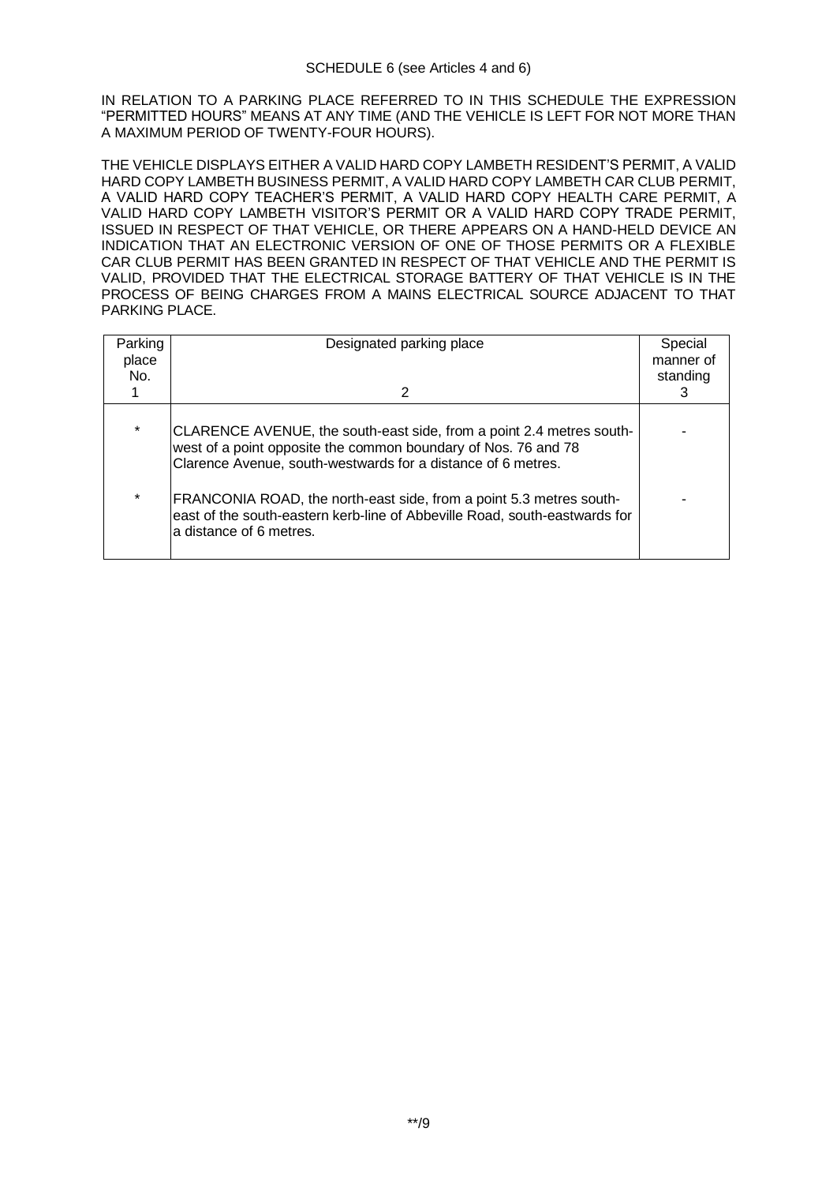SCHEDULE 6 (see Articles 4 and 6)

IN RELATION TO A PARKING PLACE REFERRED TO IN THIS SCHEDULE THE EXPRESSION "PERMITTED HOURS" MEANS AT ANY TIME (AND THE VEHICLE IS LEFT FOR NOT MORE THAN A MAXIMUM PERIOD OF TWENTY-FOUR HOURS).

THE VEHICLE DISPLAYS EITHER A VALID HARD COPY LAMBETH RESIDENT'S PERMIT, A VALID HARD COPY LAMBETH BUSINESS PERMIT, A VALID HARD COPY LAMBETH CAR CLUB PERMIT, A VALID HARD COPY TEACHER'S PERMIT, A VALID HARD COPY HEALTH CARE PERMIT, A VALID HARD COPY LAMBETH VISITOR'S PERMIT OR A VALID HARD COPY TRADE PERMIT, ISSUED IN RESPECT OF THAT VEHICLE, OR THERE APPEARS ON A HAND-HELD DEVICE AN INDICATION THAT AN ELECTRONIC VERSION OF ONE OF THOSE PERMITS OR A FLEXIBLE CAR CLUB PERMIT HAS BEEN GRANTED IN RESPECT OF THAT VEHICLE AND THE PERMIT IS VALID, PROVIDED THAT THE ELECTRICAL STORAGE BATTERY OF THAT VEHICLE IS IN THE PROCESS OF BEING CHARGES FROM A MAINS ELECTRICAL SOURCE ADJACENT TO THAT PARKING PLACE.

| Parking place No.<br>1 | Designated parking place<br>2 | Special manner of standing<br>3 |
|---|---|---|
| * | CLARENCE AVENUE, the south-east side, from a point 2.4 metres south-west of a point opposite the common boundary of Nos. 76 and 78 Clarence Avenue, south-westwards for a distance of 6 metres. | - |
| * | FRANCONIA ROAD, the north-east side, from a point 5.3 metres south-east of the south-eastern kerb-line of Abbeville Road, south-eastwards for a distance of 6 metres. | - |